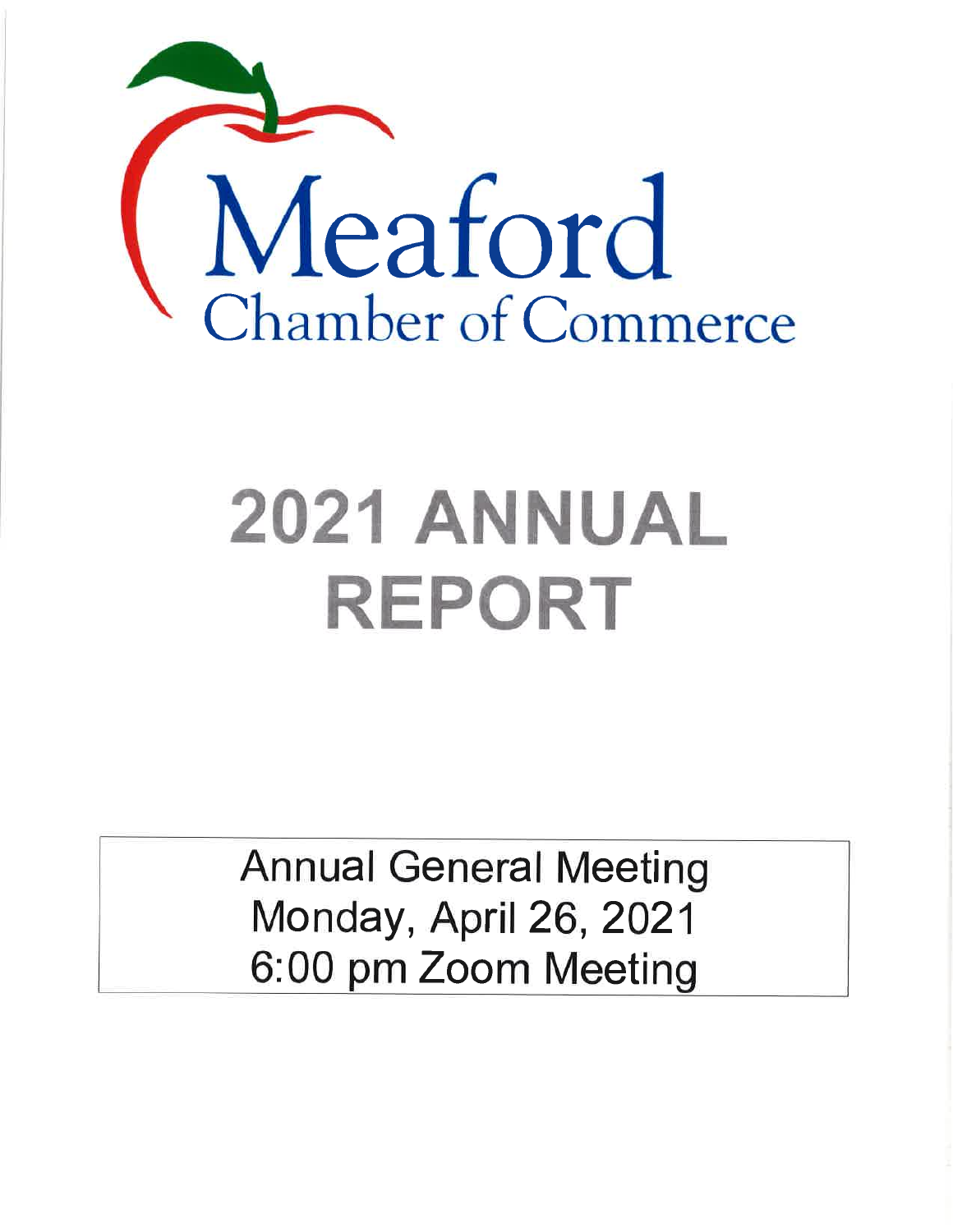# Meaford Chamber of Commerce

# 2021 ANNUAL REPORT

Annual General Meeting
Monday, April 26, 2021
6:00 pm Zoom Meeting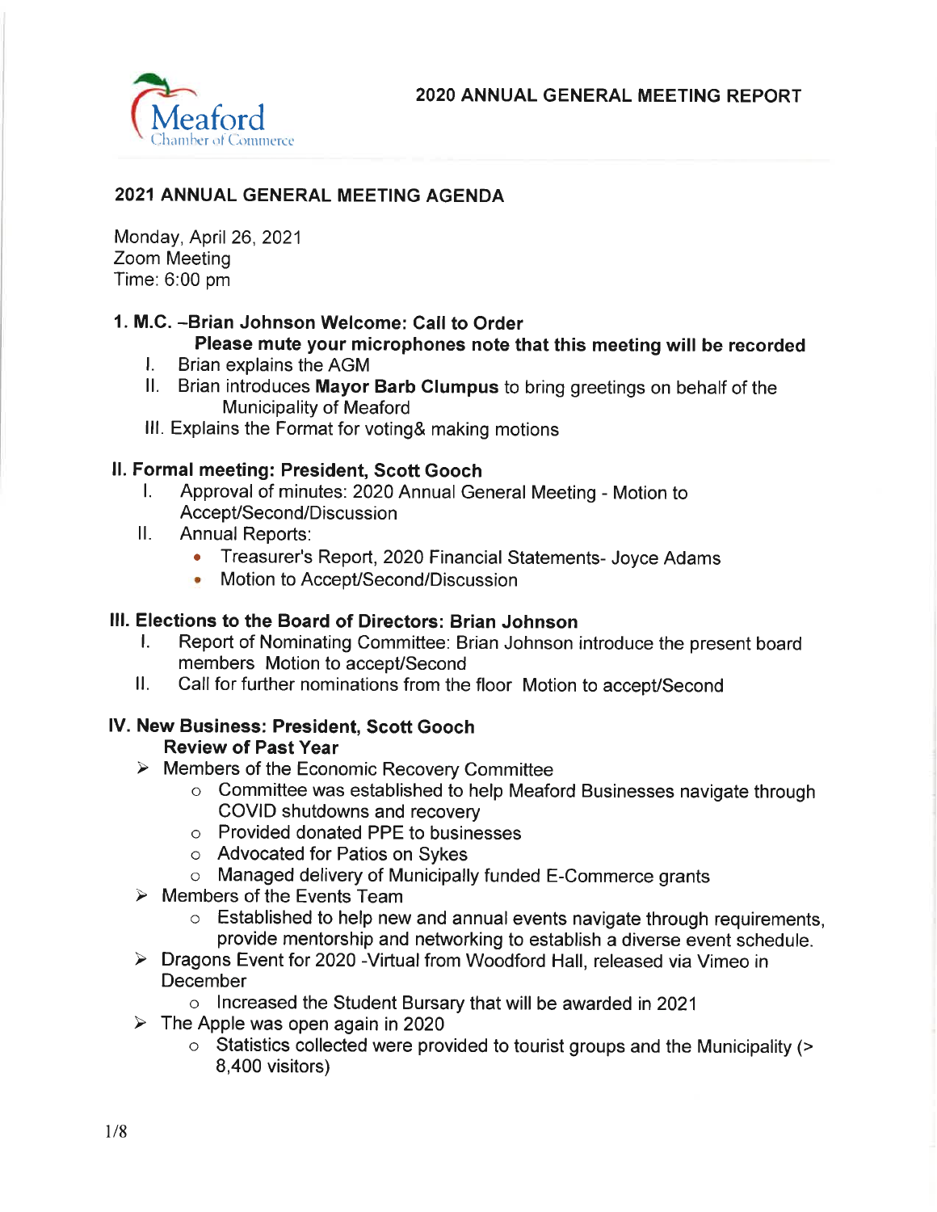Meaford Chamber of Commerce

# 2020 ANNUAL GENERAL MEETING REPORT

## 2021 ANNUAL GENERAL MEETING AGENDA

Monday, April 26, 2021
Zoom Meeting
Time: 6:00 pm

### 1. M.C. –Brian Johnson Welcome: Call to Order

**Please mute your microphones note that this meeting will be recorded**

I. Brian explains the AGM
II. Brian introduces **Mayor Barb Clumpus** to bring greetings on behalf of the Municipality of Meaford
III. Explains the Format for voting& making motions

### II. Formal meeting: President, Scott Gooch

I. Approval of minutes: 2020 Annual General Meeting - Motion to Accept/Second/Discussion
II. Annual Reports:
- Treasurer's Report, 2020 Financial Statements- Joyce Adams
- Motion to Accept/Second/Discussion

### III. Elections to the Board of Directors: Brian Johnson

I. Report of Nominating Committee: Brian Johnson introduce the present board members Motion to accept/Second
II. Call for further nominations from the floor Motion to accept/Second

### IV. New Business: President, Scott Gooch

**Review of Past Year**

- Members of the Economic Recovery Committee
  - Committee was established to help Meaford Businesses navigate through COVID shutdowns and recovery
  - Provided donated PPE to businesses
  - Advocated for Patios on Sykes
  - Managed delivery of Municipally funded E-Commerce grants
- Members of the Events Team
  - Established to help new and annual events navigate through requirements, provide mentorship and networking to establish a diverse event schedule.
- Dragons Event for 2020 -Virtual from Woodford Hall, released via Vimeo in December
  - Increased the Student Bursary that will be awarded in 2021
- The Apple was open again in 2020
  - Statistics collected were provided to tourist groups and the Municipality (> 8,400 visitors)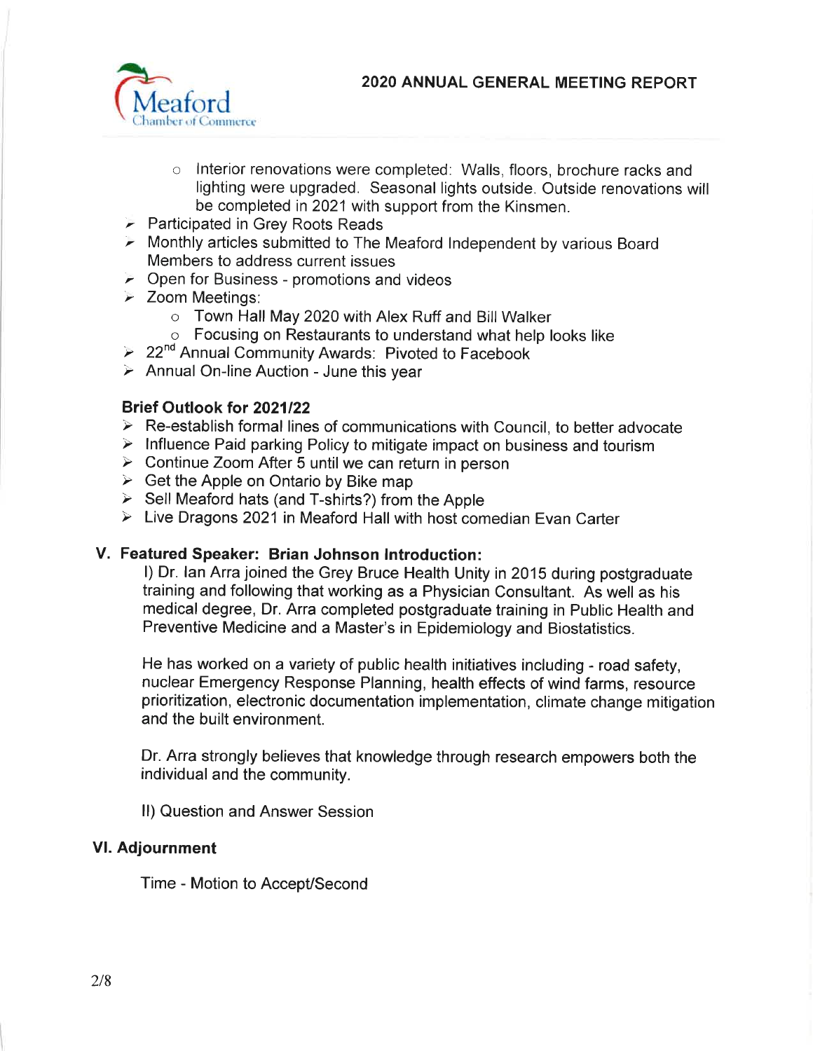- Interior renovations were completed: Walls, floors, brochure racks and lighting were upgraded. Seasonal lights outside. Outside renovations will be completed in 2021 with support from the Kinsmen.

- Participated in Grey Roots Reads
- Monthly articles submitted to The Meaford Independent by various Board Members to address current issues
- Open for Business - promotions and videos
- Zoom Meetings:
  - Town Hall May 2020 with Alex Ruff and Bill Walker
  - Focusing on Restaurants to understand what help looks like
- 22nd Annual Community Awards: Pivoted to Facebook
- Annual On-line Auction - June this year

**Brief Outlook for 2021/22**

- Re-establish formal lines of communications with Council, to better advocate
- Influence Paid parking Policy to mitigate impact on business and tourism
- Continue Zoom After 5 until we can return in person
- Get the Apple on Ontario by Bike map
- Sell Meaford hats (and T-shirts?) from the Apple
- Live Dragons 2021 in Meaford Hall with host comedian Evan Carter

## V. Featured Speaker: Brian Johnson Introduction:

I) Dr. Ian Arra joined the Grey Bruce Health Unity in 2015 during postgraduate training and following that working as a Physician Consultant. As well as his medical degree, Dr. Arra completed postgraduate training in Public Health and Preventive Medicine and a Master's in Epidemiology and Biostatistics.

He has worked on a variety of public health initiatives including - road safety, nuclear Emergency Response Planning, health effects of wind farms, resource prioritization, electronic documentation implementation, climate change mitigation and the built environment.

Dr. Arra strongly believes that knowledge through research empowers both the individual and the community.

II) Question and Answer Session

## VI. Adjournment

Time - Motion to Accept/Second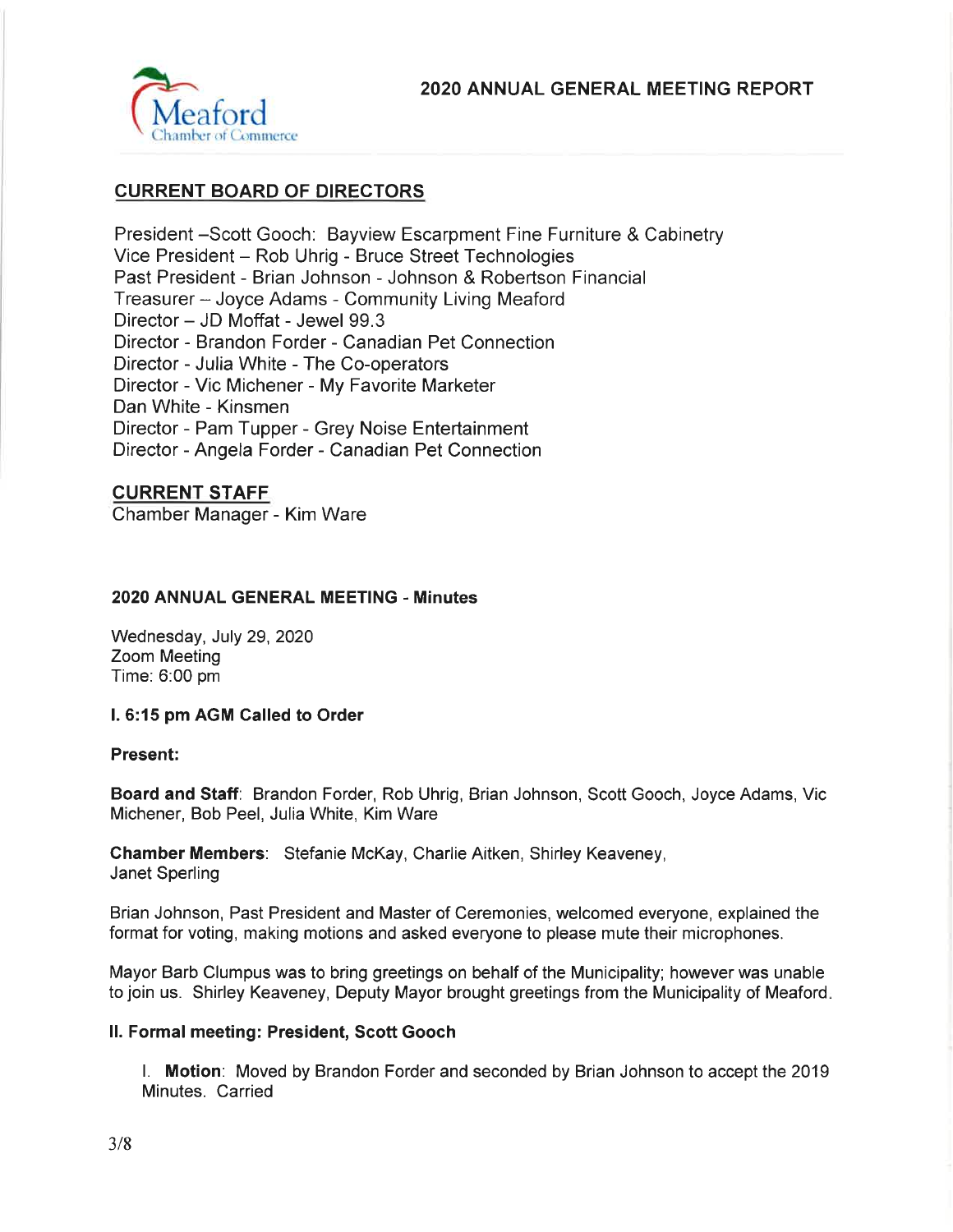Meaford Chamber of Commerce

# 2020 ANNUAL GENERAL MEETING REPORT

## CURRENT BOARD OF DIRECTORS

President –Scott Gooch: Bayview Escarpment Fine Furniture & Cabinetry
Vice President – Rob Uhrig - Bruce Street Technologies
Past President - Brian Johnson - Johnson & Robertson Financial
Treasurer – Joyce Adams - Community Living Meaford
Director – JD Moffat - Jewel 99.3
Director - Brandon Forder - Canadian Pet Connection
Director - Julia White - The Co-operators
Director - Vic Michener - My Favorite Marketer
Dan White - Kinsmen
Director - Pam Tupper - Grey Noise Entertainment
Director - Angela Forder - Canadian Pet Connection

## CURRENT STAFF

Chamber Manager - Kim Ware

### 2020 ANNUAL GENERAL MEETING - Minutes

Wednesday, July 29, 2020
Zoom Meeting
Time: 6:00 pm

**I. 6:15 pm AGM Called to Order**

**Present:**

**Board and Staff**: Brandon Forder, Rob Uhrig, Brian Johnson, Scott Gooch, Joyce Adams, Vic Michener, Bob Peel, Julia White, Kim Ware

**Chamber Members**: Stefanie McKay, Charlie Aitken, Shirley Keaveney, Janet Sperling

Brian Johnson, Past President and Master of Ceremonies, welcomed everyone, explained the format for voting, making motions and asked everyone to please mute their microphones.

Mayor Barb Clumpus was to bring greetings on behalf of the Municipality; however was unable to join us. Shirley Keaveney, Deputy Mayor brought greetings from the Municipality of Meaford.

**II. Formal meeting: President, Scott Gooch**

I. **Motion**: Moved by Brandon Forder and seconded by Brian Johnson to accept the 2019 Minutes. Carried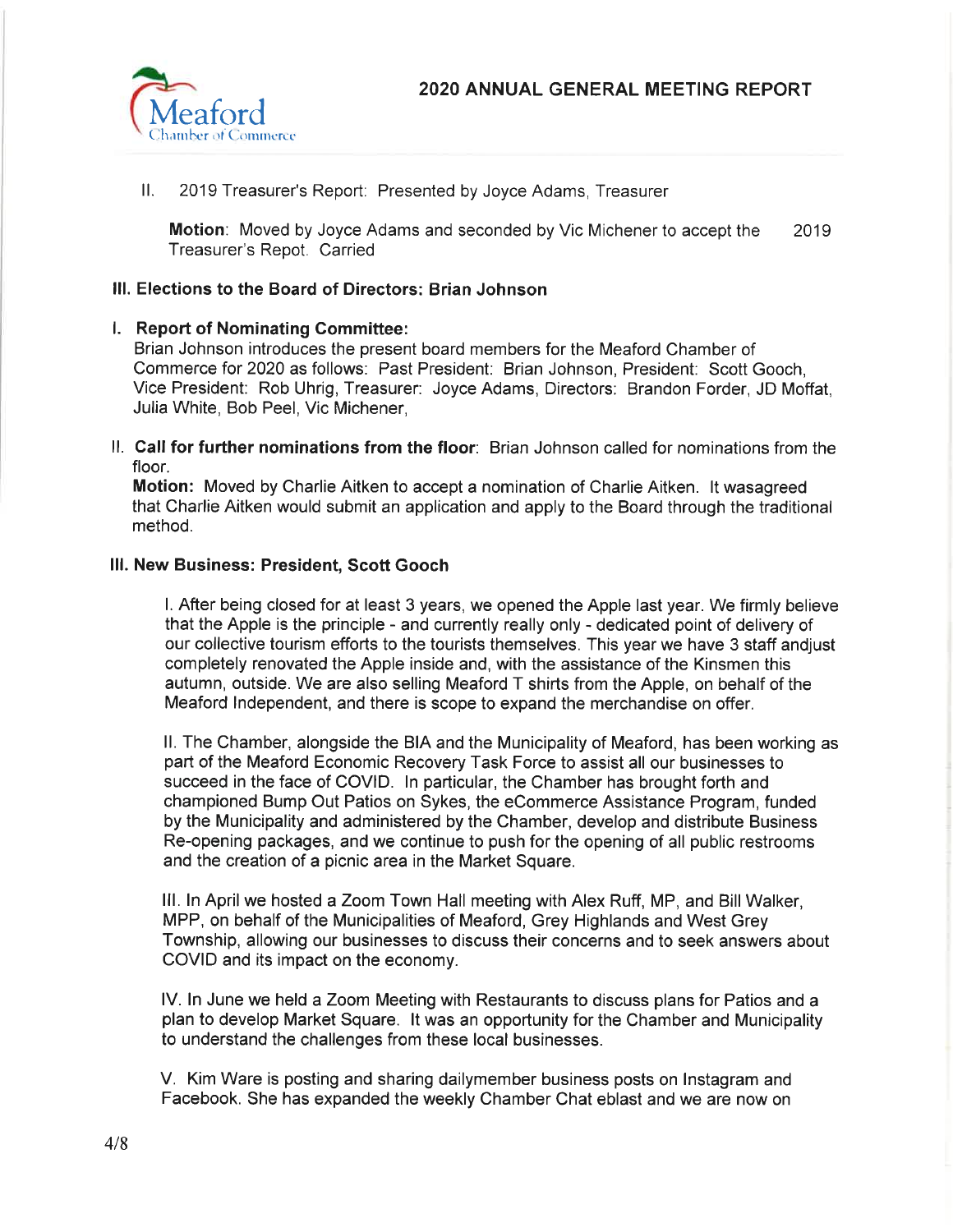# 2020 ANNUAL GENERAL MEETING REPORT

II. 2019 Treasurer's Report: Presented by Joyce Adams, Treasurer

**Motion**: Moved by Joyce Adams and seconded by Vic Michener to accept the 2019 Treasurer's Repot. Carried

### III. Elections to the Board of Directors: Brian Johnson

**I. Report of Nominating Committee:**
Brian Johnson introduces the present board members for the Meaford Chamber of Commerce for 2020 as follows: Past President: Brian Johnson, President: Scott Gooch, Vice President: Rob Uhrig, Treasurer: Joyce Adams, Directors: Brandon Forder, JD Moffat, Julia White, Bob Peel, Vic Michener,

**II. Call for further nominations from the floor**: Brian Johnson called for nominations from the floor.
**Motion:** Moved by Charlie Aitken to accept a nomination of Charlie Aitken. It wasagreed that Charlie Aitken would submit an application and apply to the Board through the traditional method.

### III. New Business: President, Scott Gooch

I. After being closed for at least 3 years, we opened the Apple last year. We firmly believe that the Apple is the principle - and currently really only - dedicated point of delivery of our collective tourism efforts to the tourists themselves. This year we have 3 staff andjust completely renovated the Apple inside and, with the assistance of the Kinsmen this autumn, outside. We are also selling Meaford T shirts from the Apple, on behalf of the Meaford Independent, and there is scope to expand the merchandise on offer.

II. The Chamber, alongside the BIA and the Municipality of Meaford, has been working as part of the Meaford Economic Recovery Task Force to assist all our businesses to succeed in the face of COVID. In particular, the Chamber has brought forth and championed Bump Out Patios on Sykes, the eCommerce Assistance Program, funded by the Municipality and administered by the Chamber, develop and distribute Business Re-opening packages, and we continue to push for the opening of all public restrooms and the creation of a picnic area in the Market Square.

III. In April we hosted a Zoom Town Hall meeting with Alex Ruff, MP, and Bill Walker, MPP, on behalf of the Municipalities of Meaford, Grey Highlands and West Grey Township, allowing our businesses to discuss their concerns and to seek answers about COVID and its impact on the economy.

IV. In June we held a Zoom Meeting with Restaurants to discuss plans for Patios and a plan to develop Market Square. It was an opportunity for the Chamber and Municipality to understand the challenges from these local businesses.

V. Kim Ware is posting and sharing dailymember business posts on Instagram and Facebook. She has expanded the weekly Chamber Chat eblast and we are now on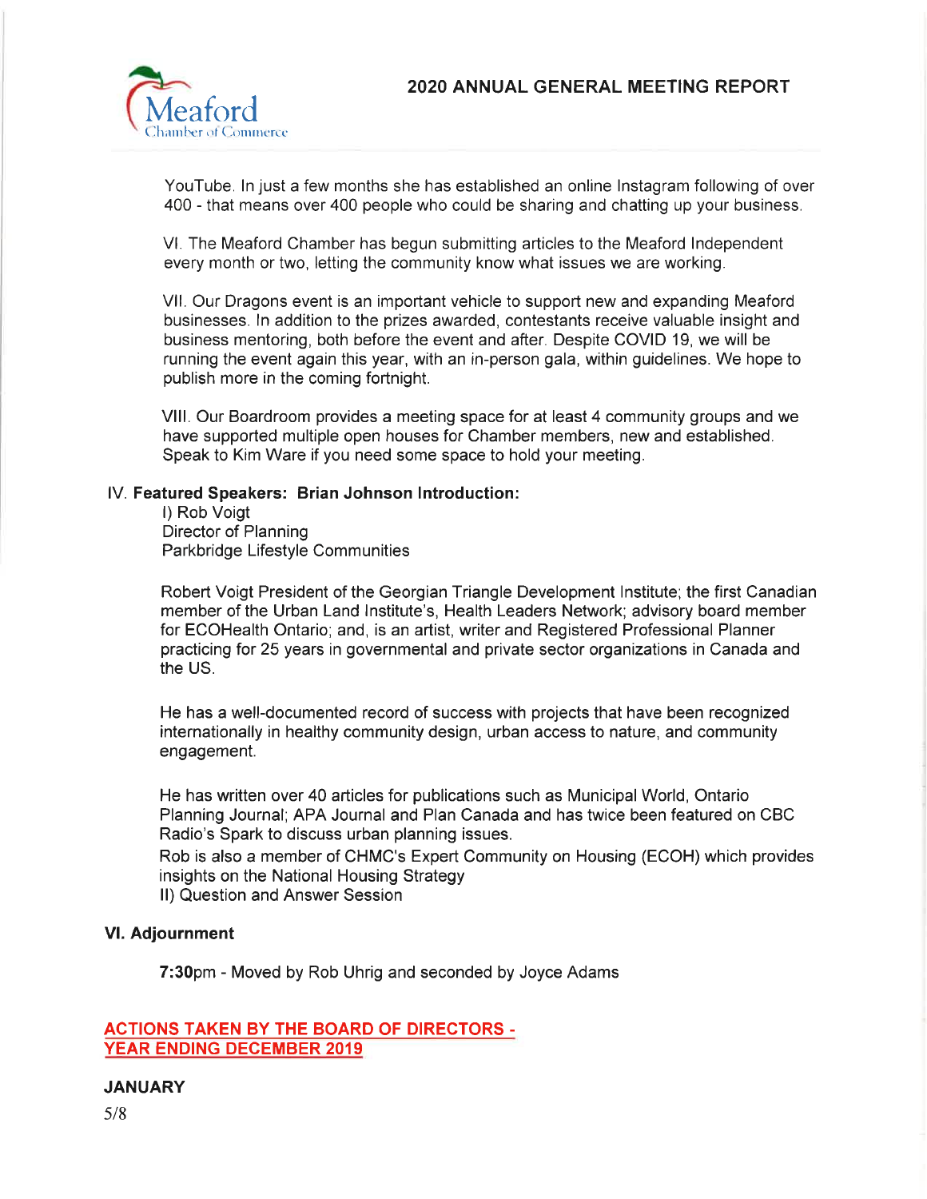YouTube. In just a few months she has established an online Instagram following of over 400 - that means over 400 people who could be sharing and chatting up your business.

VI. The Meaford Chamber has begun submitting articles to the Meaford Independent every month or two, letting the community know what issues we are working.

VII. Our Dragons event is an important vehicle to support new and expanding Meaford businesses. In addition to the prizes awarded, contestants receive valuable insight and business mentoring, both before the event and after. Despite COVID 19, we will be running the event again this year, with an in-person gala, within guidelines. We hope to publish more in the coming fortnight.

VIII. Our Boardroom provides a meeting space for at least 4 community groups and we have supported multiple open houses for Chamber members, new and established. Speak to Kim Ware if you need some space to hold your meeting.

IV. **Featured Speakers: Brian Johnson Introduction:**

I) Rob Voigt
Director of Planning
Parkbridge Lifestyle Communities

Robert Voigt President of the Georgian Triangle Development Institute; the first Canadian member of the Urban Land Institute's, Health Leaders Network; advisory board member for ECOHealth Ontario; and, is an artist, writer and Registered Professional Planner practicing for 25 years in governmental and private sector organizations in Canada and the US.

He has a well-documented record of success with projects that have been recognized internationally in healthy community design, urban access to nature, and community engagement.

He has written over 40 articles for publications such as Municipal World, Ontario Planning Journal; APA Journal and Plan Canada and has twice been featured on CBC Radio's Spark to discuss urban planning issues.
Rob is also a member of CHMC's Expert Community on Housing (ECOH) which provides insights on the National Housing Strategy
II) Question and Answer Session

**VI. Adjournment**

**7:30**pm - Moved by Rob Uhrig and seconded by Joyce Adams

**ACTIONS TAKEN BY THE BOARD OF DIRECTORS - YEAR ENDING DECEMBER 2019**

**JANUARY**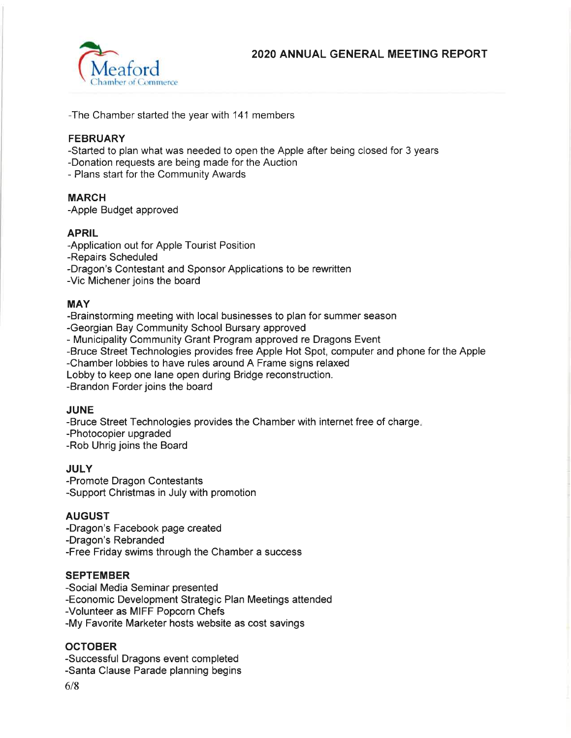# 2020 ANNUAL GENERAL MEETING REPORT

-The Chamber started the year with 141 members

## FEBRUARY

-Started to plan what was needed to open the Apple after being closed for 3 years
-Donation requests are being made for the Auction
- Plans start for the Community Awards

## MARCH

-Apple Budget approved

## APRIL

-Application out for Apple Tourist Position
-Repairs Scheduled
-Dragon's Contestant and Sponsor Applications to be rewritten
-Vic Michener joins the board

## MAY

-Brainstorming meeting with local businesses to plan for summer season
-Georgian Bay Community School Bursary approved
- Municipality Community Grant Program approved re Dragons Event
-Bruce Street Technologies provides free Apple Hot Spot, computer and phone for the Apple
-Chamber lobbies to have rules around A Frame signs relaxed
Lobby to keep one lane open during Bridge reconstruction.
-Brandon Forder joins the board

## JUNE

-Bruce Street Technologies provides the Chamber with internet free of charge.
-Photocopier upgraded
-Rob Uhrig joins the Board

## JULY

-Promote Dragon Contestants
-Support Christmas in July with promotion

## AUGUST

-Dragon's Facebook page created
-Dragon's Rebranded
-Free Friday swims through the Chamber a success

## SEPTEMBER

-Social Media Seminar presented
-Economic Development Strategic Plan Meetings attended
-Volunteer as MIFF Popcorn Chefs
-My Favorite Marketer hosts website as cost savings

## OCTOBER

-Successful Dragons event completed
-Santa Clause Parade planning begins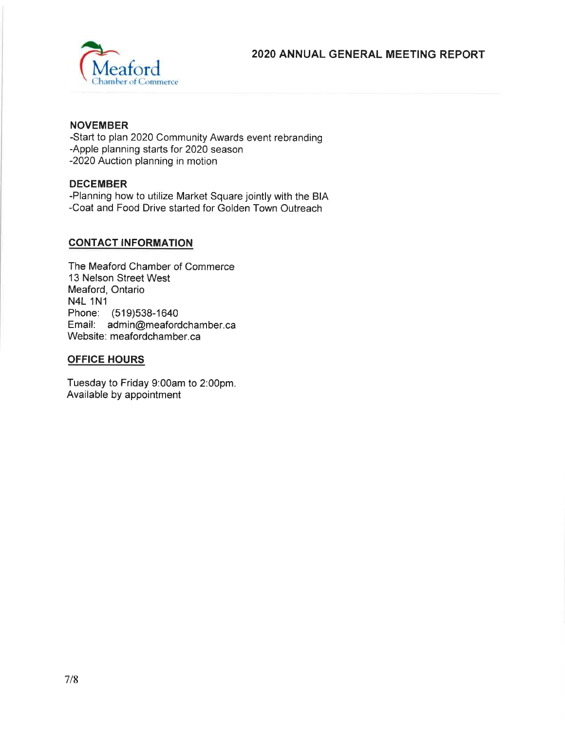**NOVEMBER**
-Start to plan 2020 Community Awards event rebranding
-Apple planning starts for 2020 season
-2020 Auction planning in motion

**DECEMBER**
-Planning how to utilize Market Square jointly with the BIA
-Coat and Food Drive started for Golden Town Outreach

## CONTACT INFORMATION

The Meaford Chamber of Commerce
13 Nelson Street West
Meaford, Ontario
N4L 1N1
Phone: (519)538-1640
Email: admin@meafordchamber.ca
Website: meafordchamber.ca

## OFFICE HOURS

Tuesday to Friday 9:00am to 2:00pm.
Available by appointment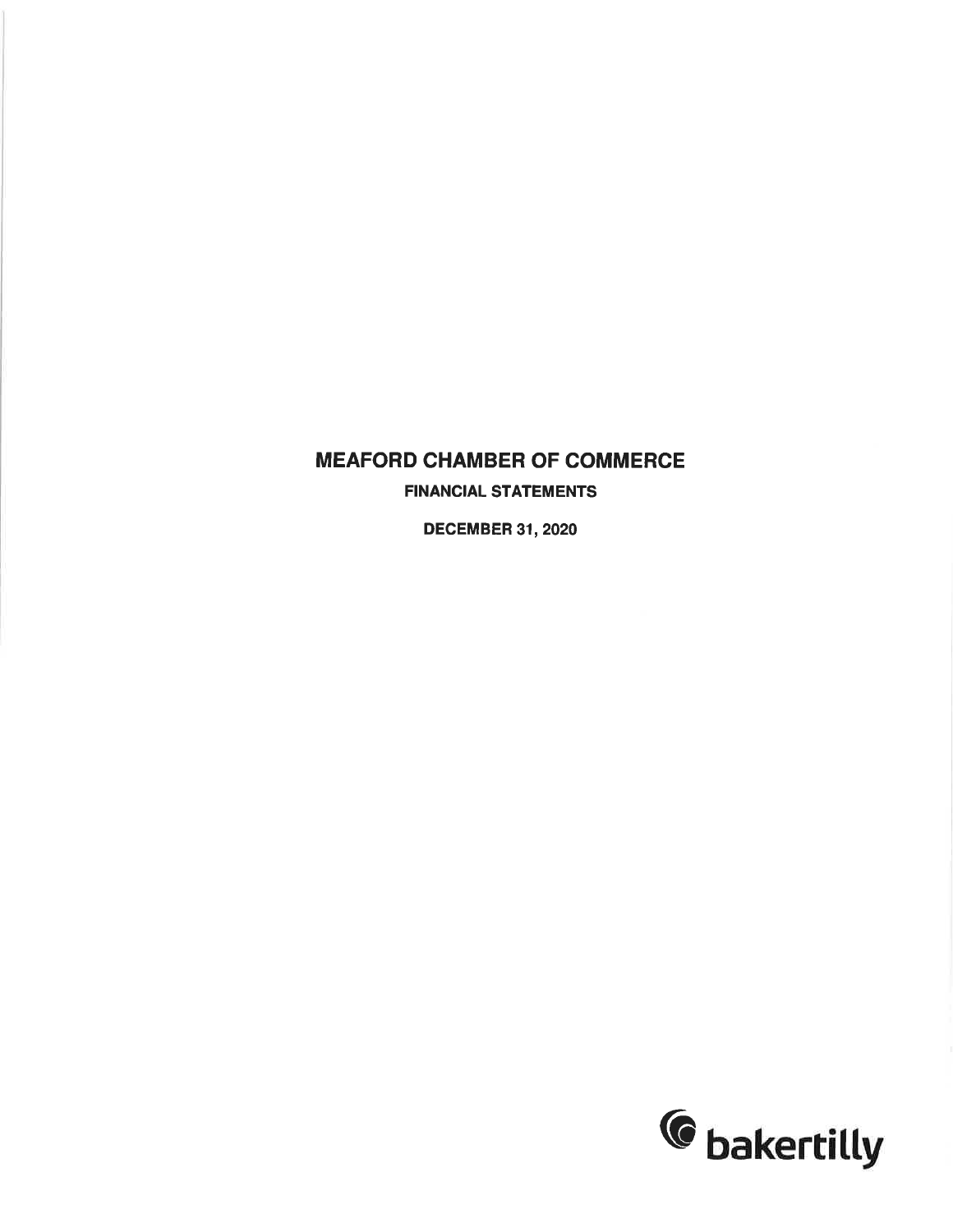# MEAFORD CHAMBER OF COMMERCE

**FINANCIAL STATEMENTS**

**DECEMBER 31, 2020**

bakertilly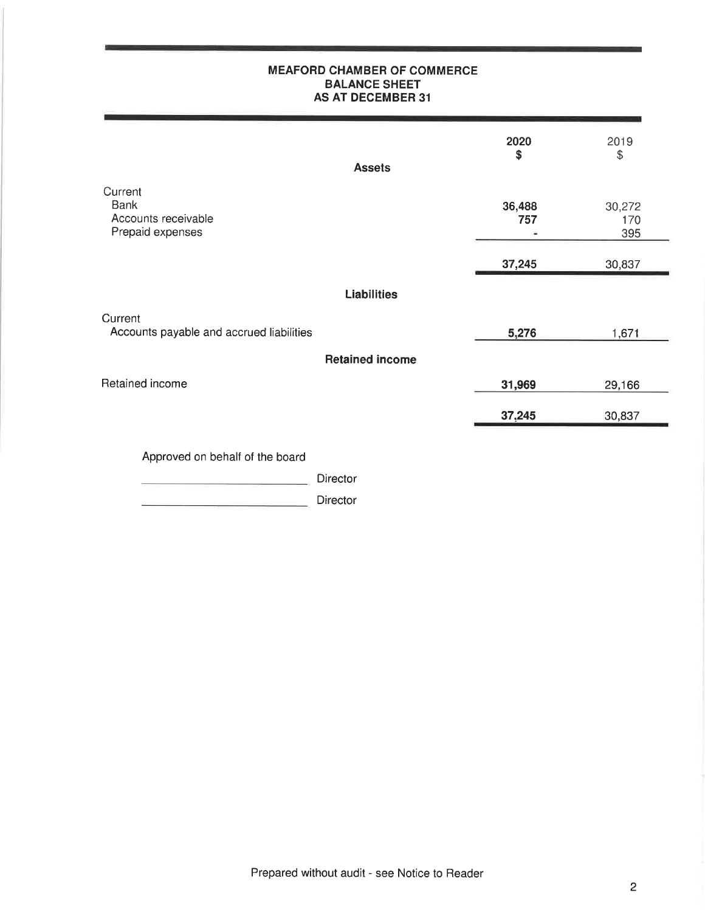# MEAFORD CHAMBER OF COMMERCE
## BALANCE SHEET
### AS AT DECEMBER 31

| | 2020 $ | 2019 $ |
|---|---|---|
| **Assets** | | |
| Current | | |
| Bank | **36,488** | 30,272 |
| Accounts receivable | **757** | 170 |
| Prepaid expenses | **-** | 395 |
| | **37,245** | 30,837 |
| **Liabilities** | | |
| Current | | |
| Accounts payable and accrued liabilities | **5,276** | 1,671 |
| **Retained income** | | |
| Retained income | **31,969** | 29,166 |
| | **37,245** | 30,837 |

Approved on behalf of the board

\_\_\_\_\_\_\_\_\_\_\_\_\_\_\_\_\_\_\_\_\_\_\_\_\_\_ Director

\_\_\_\_\_\_\_\_\_\_\_\_\_\_\_\_\_\_\_\_\_\_\_\_\_\_ Director

Prepared without audit - see Notice to Reader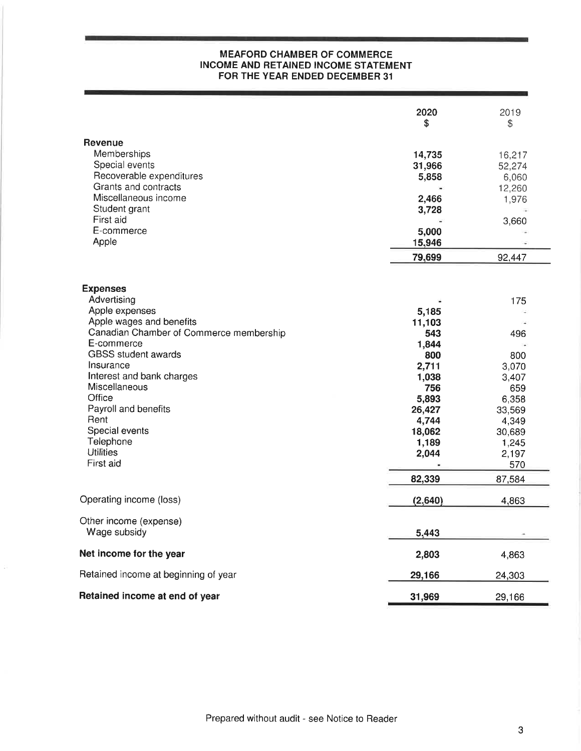# MEAFORD CHAMBER OF COMMERCE
## INCOME AND RETAINED INCOME STATEMENT
## FOR THE YEAR ENDED DECEMBER 31

| | 2020<br>$ | 2019<br>$ |
|---|---|---|
| **Revenue** | | |
| Memberships | **14,735** | 16,217 |
| Special events | **31,966** | 52,274 |
| Recoverable expenditures | **5,858** | 6,060 |
| Grants and contracts | **-** | 12,260 |
| Miscellaneous income | **2,466** | 1,976 |
| Student grant | **3,728** | - |
| First aid | **-** | 3,660 |
| E-commerce | **5,000** | - |
| Apple | **15,946** | - |
| | **79,699** | 92,447 |
| **Expenses** | | |
| Advertising | **-** | 175 |
| Apple expenses | **5,185** | - |
| Apple wages and benefits | **11,103** | - |
| Canadian Chamber of Commerce membership | **543** | 496 |
| E-commerce | **1,844** | - |
| GBSS student awards | **800** | 800 |
| Insurance | **2,711** | 3,070 |
| Interest and bank charges | **1,038** | 3,407 |
| Miscellaneous | **756** | 659 |
| Office | **5,893** | 6,358 |
| Payroll and benefits | **26,427** | 33,569 |
| Rent | **4,744** | 4,349 |
| Special events | **18,062** | 30,689 |
| Telephone | **1,189** | 1,245 |
| Utilities | **2,044** | 2,197 |
| First aid | **-** | 570 |
| | **82,339** | 87,584 |
| Operating income (loss) | **(2,640)** | 4,863 |
| Other income (expense) | | |
| Wage subsidy | **5,443** | - |
| **Net income for the year** | **2,803** | 4,863 |
| Retained income at beginning of year | **29,166** | 24,303 |
| **Retained income at end of year** | **31,969** | 29,166 |

Prepared without audit - see Notice to Reader